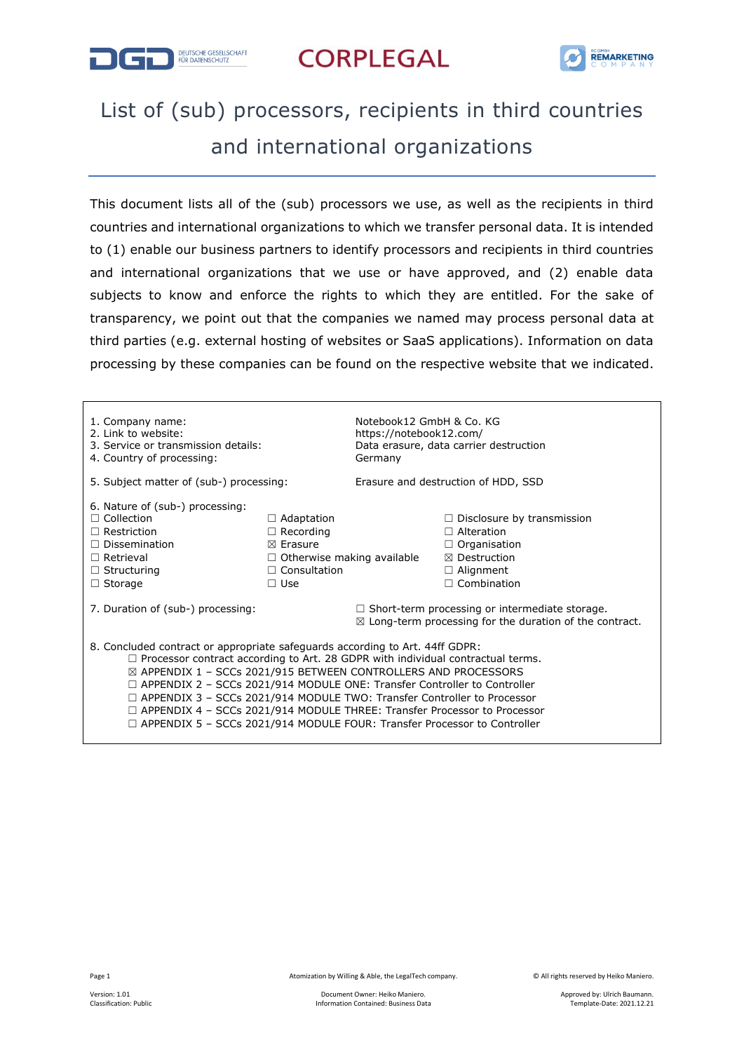CORPLEGAL

# List of (sub) processors, recipients in third countries and international organizations

This document lists all of the (sub) processors we use, as well as the recipients in third countries and international organizations to which we transfer personal data. It is intended to (1) enable our business partners to identify processors and recipients in third countries and international organizations that we use or have approved, and (2) enable data subjects to know and enforce the rights to which they are entitled. For the sake of transparency, we point out that the companies we named may process personal data at third parties (e.g. external hosting of websites or SaaS applications). Information on data processing by these companies can be found on the respective website that we indicated.

| | |
|---|---|
| 1. Company name: | Notebook12 GmbH & Co. KG |
| 2. Link to website: | https://notebook12.com/ |
| 3. Service or transmission details: | Data erasure, data carrier destruction |
| 4. Country of processing: | Germany |
| 5. Subject matter of (sub-) processing: | Erasure and destruction of HDD, SSD |

6. Nature of (sub-) processing:

| | | |
|---|---|---|
| ☐ Collection | ☐ Adaptation | ☐ Disclosure by transmission |
| ☐ Restriction | ☐ Recording | ☐ Alteration |
| ☐ Dissemination | ☒ Erasure | ☐ Organisation |
| ☐ Retrieval | ☐ Otherwise making available | ☒ Destruction |
| ☐ Structuring | ☐ Consultation | ☐ Alignment |
| ☐ Storage | ☐ Use | ☐ Combination |

7. Duration of (sub-) processing:
- ☐ Short-term processing or intermediate storage.
- ☒ Long-term processing for the duration of the contract.

8. Concluded contract or appropriate safeguards according to Art. 44ff GDPR:
- ☐ Processor contract according to Art. 28 GDPR with individual contractual terms.
- ☒ APPENDIX 1 – SCCs 2021/915 BETWEEN CONTROLLERS AND PROCESSORS
- ☐ APPENDIX 2 – SCCs 2021/914 MODULE ONE: Transfer Controller to Controller
- ☐ APPENDIX 3 – SCCs 2021/914 MODULE TWO: Transfer Controller to Processor
- ☐ APPENDIX 4 – SCCs 2021/914 MODULE THREE: Transfer Processor to Processor
- ☐ APPENDIX 5 – SCCs 2021/914 MODULE FOUR: Transfer Processor to Controller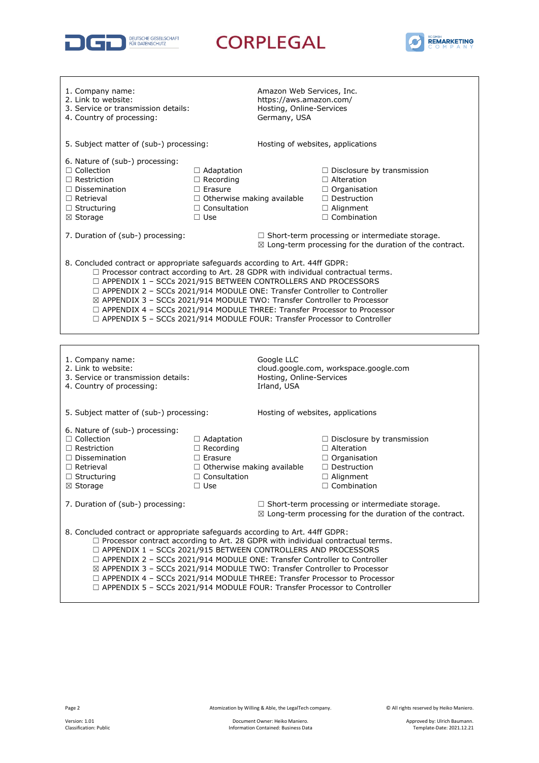1. Company name: Amazon Web Services, Inc.
2. Link to website: https://aws.amazon.com/
3. Service or transmission details: Hosting, Online-Services
4. Country of processing: Germany, USA

5. Subject matter of (sub-) processing: Hosting of websites, applications

6. Nature of (sub-) processing:

| | | |
|---|---|---|
| ☐ Collection | ☐ Adaptation | ☐ Disclosure by transmission |
| ☐ Restriction | ☐ Recording | ☐ Alteration |
| ☐ Dissemination | ☐ Erasure | ☐ Organisation |
| ☐ Retrieval | ☐ Otherwise making available | ☐ Destruction |
| ☐ Structuring | ☐ Consultation | ☐ Alignment |
| ☒ Storage | ☐ Use | ☐ Combination |

7. Duration of (sub-) processing:
☐ Short-term processing or intermediate storage.
☒ Long-term processing for the duration of the contract.

8. Concluded contract or appropriate safeguards according to Art. 44ff GDPR:
- ☐ Processor contract according to Art. 28 GDPR with individual contractual terms.
- ☐ APPENDIX 1 – SCCs 2021/915 BETWEEN CONTROLLERS AND PROCESSORS
- ☐ APPENDIX 2 – SCCs 2021/914 MODULE ONE: Transfer Controller to Controller
- ☒ APPENDIX 3 – SCCs 2021/914 MODULE TWO: Transfer Controller to Processor
- ☐ APPENDIX 4 – SCCs 2021/914 MODULE THREE: Transfer Processor to Processor
- ☐ APPENDIX 5 – SCCs 2021/914 MODULE FOUR: Transfer Processor to Controller

---

1. Company name: Google LLC
2. Link to website: cloud.google.com, workspace.google.com
3. Service or transmission details: Hosting, Online-Services
4. Country of processing: Irland, USA

5. Subject matter of (sub-) processing: Hosting of websites, applications

6. Nature of (sub-) processing:

| | | |
|---|---|---|
| ☐ Collection | ☐ Adaptation | ☐ Disclosure by transmission |
| ☐ Restriction | ☐ Recording | ☐ Alteration |
| ☐ Dissemination | ☐ Erasure | ☐ Organisation |
| ☐ Retrieval | ☐ Otherwise making available | ☐ Destruction |
| ☐ Structuring | ☐ Consultation | ☐ Alignment |
| ☒ Storage | ☐ Use | ☐ Combination |

7. Duration of (sub-) processing:
☐ Short-term processing or intermediate storage.
☒ Long-term processing for the duration of the contract.

8. Concluded contract or appropriate safeguards according to Art. 44ff GDPR:
- ☐ Processor contract according to Art. 28 GDPR with individual contractual terms.
- ☐ APPENDIX 1 – SCCs 2021/915 BETWEEN CONTROLLERS AND PROCESSORS
- ☐ APPENDIX 2 – SCCs 2021/914 MODULE ONE: Transfer Controller to Controller
- ☒ APPENDIX 3 – SCCs 2021/914 MODULE TWO: Transfer Controller to Processor
- ☐ APPENDIX 4 – SCCs 2021/914 MODULE THREE: Transfer Processor to Processor
- ☐ APPENDIX 5 – SCCs 2021/914 MODULE FOUR: Transfer Processor to Controller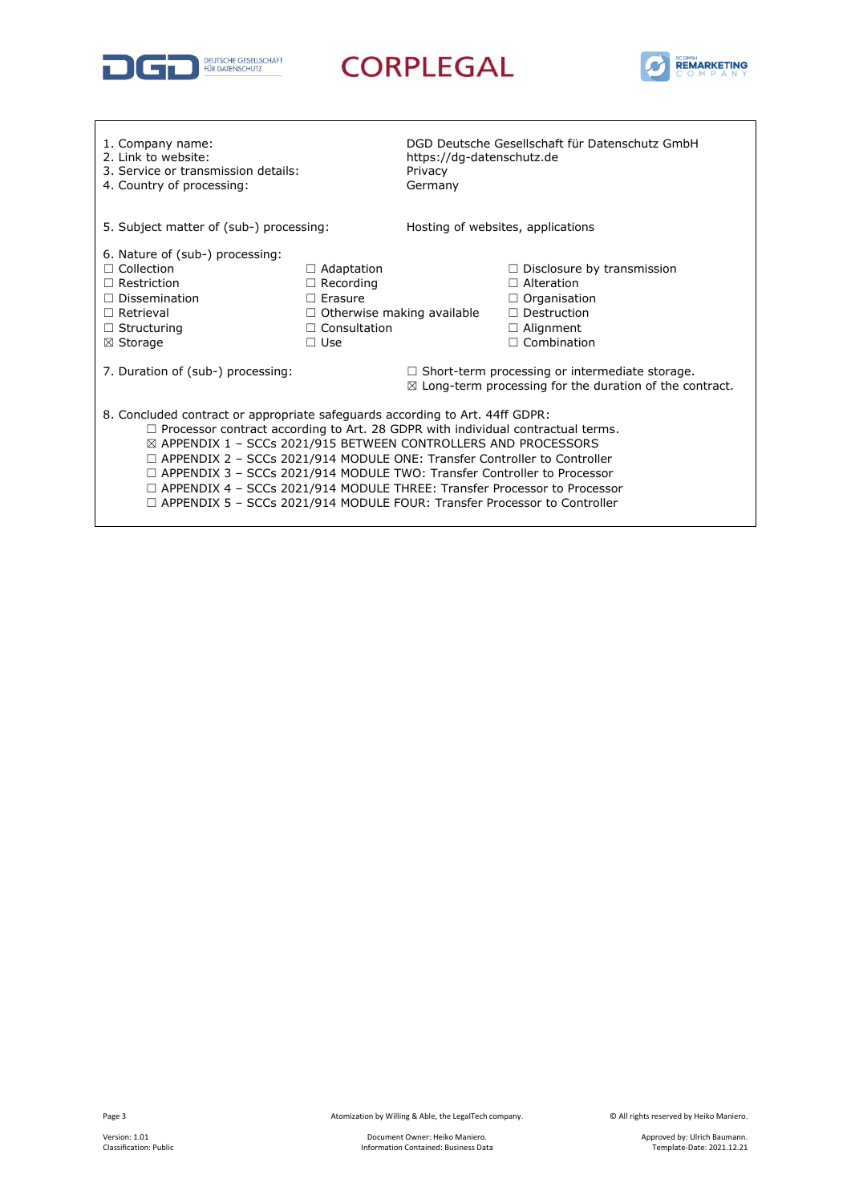1. Company name: DGD Deutsche Gesellschaft für Datenschutz GmbH
2. Link to website: https://dg-datenschutz.de
3. Service or transmission details: Privacy
4. Country of processing: Germany

5. Subject matter of (sub-) processing: Hosting of websites, applications

6. Nature of (sub-) processing:

| | | |
|---|---|---|
| ☐ Collection | ☐ Adaptation | ☐ Disclosure by transmission |
| ☐ Restriction | ☐ Recording | ☐ Alteration |
| ☐ Dissemination | ☐ Erasure | ☐ Organisation |
| ☐ Retrieval | ☐ Otherwise making available | ☐ Destruction |
| ☐ Structuring | ☐ Consultation | ☐ Alignment |
| ☒ Storage | ☐ Use | ☐ Combination |

7. Duration of (sub-) processing:
   - ☐ Short-term processing or intermediate storage.
   - ☒ Long-term processing for the duration of the contract.

8. Concluded contract or appropriate safeguards according to Art. 44ff GDPR:
   - ☐ Processor contract according to Art. 28 GDPR with individual contractual terms.
   - ☒ APPENDIX 1 – SCCs 2021/915 BETWEEN CONTROLLERS AND PROCESSORS
   - ☐ APPENDIX 2 – SCCs 2021/914 MODULE ONE: Transfer Controller to Controller
   - ☐ APPENDIX 3 – SCCs 2021/914 MODULE TWO: Transfer Controller to Processor
   - ☐ APPENDIX 4 – SCCs 2021/914 MODULE THREE: Transfer Processor to Processor
   - ☐ APPENDIX 5 – SCCs 2021/914 MODULE FOUR: Transfer Processor to Controller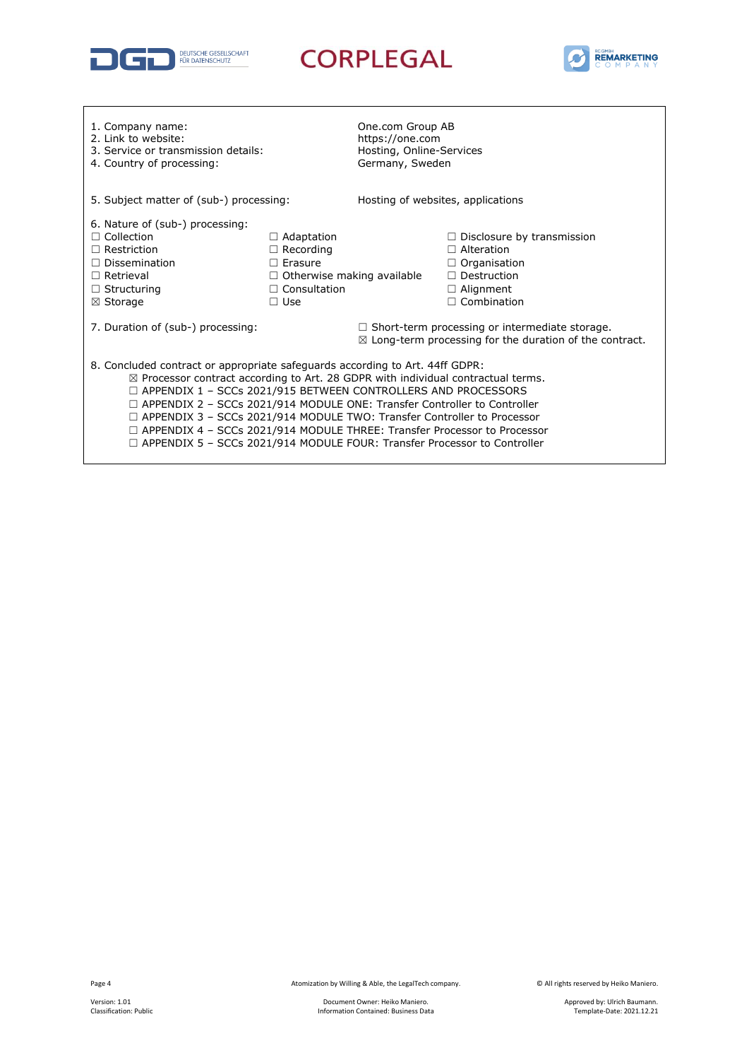1. Company name: One.com Group AB
2. Link to website: https://one.com
3. Service or transmission details: Hosting, Online-Services
4. Country of processing: Germany, Sweden

5. Subject matter of (sub-) processing: Hosting of websites, applications

6. Nature of (sub-) processing:

| | | |
|---|---|---|
| ☐ Collection | ☐ Adaptation | ☐ Disclosure by transmission |
| ☐ Restriction | ☐ Recording | ☐ Alteration |
| ☐ Dissemination | ☐ Erasure | ☐ Organisation |
| ☐ Retrieval | ☐ Otherwise making available | ☐ Destruction |
| ☐ Structuring | ☐ Consultation | ☐ Alignment |
| ☒ Storage | ☐ Use | ☐ Combination |

7. Duration of (sub-) processing:
☐ Short-term processing or intermediate storage.
☒ Long-term processing for the duration of the contract.

8. Concluded contract or appropriate safeguards according to Art. 44ff GDPR:
- ☒ Processor contract according to Art. 28 GDPR with individual contractual terms.
- ☐ APPENDIX 1 – SCCs 2021/915 BETWEEN CONTROLLERS AND PROCESSORS
- ☐ APPENDIX 2 – SCCs 2021/914 MODULE ONE: Transfer Controller to Controller
- ☐ APPENDIX 3 – SCCs 2021/914 MODULE TWO: Transfer Controller to Processor
- ☐ APPENDIX 4 – SCCs 2021/914 MODULE THREE: Transfer Processor to Processor
- ☐ APPENDIX 5 – SCCs 2021/914 MODULE FOUR: Transfer Processor to Controller